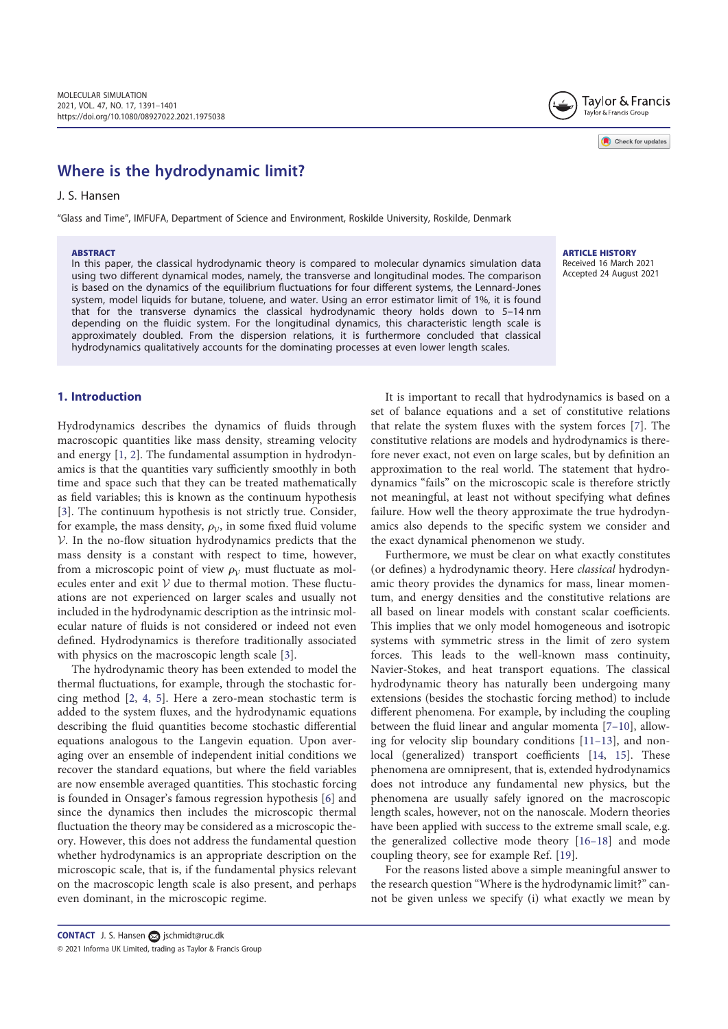# Where is the hydrodynamic limit?

J. S. Hansen

"Glass and Time", IMFUFA, Department of Science and Environment, Roskilde University, Roskilde, Denmark

**ABSTRACT**

In this paper, the classical hydrodynamic theory is compared to molecular dynamics simulation data using two different dynamical modes, namely, the transverse and longitudinal modes. The comparison is based on the dynamics of the equilibrium fluctuations for four different systems, the Lennard-Jones system, model liquids for butane, toluene, and water. Using an error estimator limit of 1%, it is found that for the transverse dynamics the classical hydrodynamic theory holds down to 5–14 nm depending on the fluidic system. For the longitudinal dynamics, this characteristic length scale is approximately doubled. From the dispersion relations, it is furthermore concluded that classical hydrodynamics qualitatively accounts for the dominating processes at even lower length scales.

**ARTICLE HISTORY**

Received 16 March 2021
Accepted 24 August 2021

## 1. Introduction

Hydrodynamics describes the dynamics of fluids through macroscopic quantities like mass density, streaming velocity and energy [1, 2]. The fundamental assumption in hydrodynamics is that the quantities vary sufficiently smoothly in both time and space such that they can be treated mathematically as field variables; this is known as the continuum hypothesis [3]. The continuum hypothesis is not strictly true. Consider, for example, the mass density, $\rho_{\mathcal{V}}$, in some fixed fluid volume $\mathcal{V}$. In the no-flow situation hydrodynamics predicts that the mass density is a constant with respect to time, however, from a microscopic point of view $\rho_{\mathcal{V}}$ must fluctuate as molecules enter and exit $\mathcal{V}$ due to thermal motion. These fluctuations are not experienced on larger scales and usually not included in the hydrodynamic description as the intrinsic molecular nature of fluids is not considered or indeed not even defined. Hydrodynamics is therefore traditionally associated with physics on the macroscopic length scale [3].

The hydrodynamic theory has been extended to model the thermal fluctuations, for example, through the stochastic forcing method [2, 4, 5]. Here a zero-mean stochastic term is added to the system fluxes, and the hydrodynamic equations describing the fluid quantities become stochastic differential equations analogous to the Langevin equation. Upon averaging over an ensemble of independent initial conditions we recover the standard equations, but where the field variables are now ensemble averaged quantities. This stochastic forcing is founded in Onsager's famous regression hypothesis [6] and since the dynamics then includes the microscopic thermal fluctuation the theory may be considered as a microscopic theory. However, this does not address the fundamental question whether hydrodynamics is an appropriate description on the microscopic scale, that is, if the fundamental physics relevant on the macroscopic length scale is also present, and perhaps even dominant, in the microscopic regime.

It is important to recall that hydrodynamics is based on a set of balance equations and a set of constitutive relations that relate the system fluxes with the system forces [7]. The constitutive relations are models and hydrodynamics is therefore never exact, not even on large scales, but by definition an approximation to the real world. The statement that hydrodynamics "fails" on the microscopic scale is therefore strictly not meaningful, at least not without specifying what defines failure. How well the theory approximate the true hydrodynamics also depends to the specific system we consider and the exact dynamical phenomenon we study.

Furthermore, we must be clear on what exactly constitutes (or defines) a hydrodynamic theory. Here *classical* hydrodynamic theory provides the dynamics for mass, linear momentum, and energy densities and the constitutive relations are all based on linear models with constant scalar coefficients. This implies that we only model homogeneous and isotropic systems with symmetric stress in the limit of zero system forces. This leads to the well-known mass continuity, Navier-Stokes, and heat transport equations. The classical hydrodynamic theory has naturally been undergoing many extensions (besides the stochastic forcing method) to include different phenomena. For example, by including the coupling between the fluid linear and angular momenta [7–10], allowing for velocity slip boundary conditions [11–13], and nonlocal (generalized) transport coefficients [14, 15]. These phenomena are omnipresent, that is, extended hydrodynamics does not introduce any fundamental new physics, but the phenomena are usually safely ignored on the macroscopic length scales, however, not on the nanoscale. Modern theories have been applied with success to the extreme small scale, e.g. the generalized collective mode theory [16–18] and mode coupling theory, see for example Ref. [19].

For the reasons listed above a simple meaningful answer to the research question "Where is the hydrodynamic limit?" cannot be given unless we specify (i) what exactly we mean by

**CONTACT** J. S. Hansen jschmidt@ruc.dk
© 2021 Informa UK Limited, trading as Taylor & Francis Group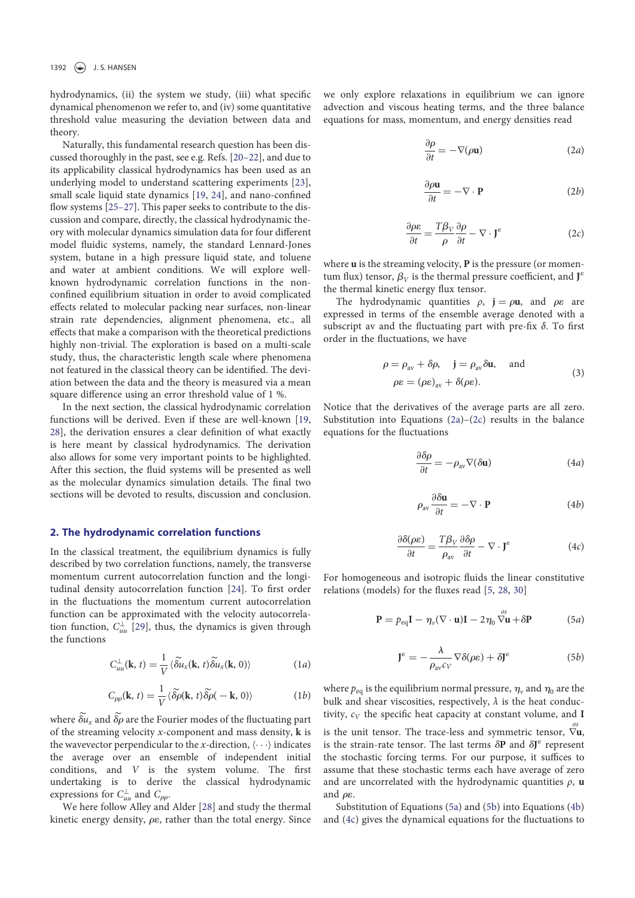hydrodynamics, (ii) the system we study, (iii) what specific dynamical phenomenon we refer to, and (iv) some quantitative threshold value measuring the deviation between data and theory.

Naturally, this fundamental research question has been discussed thoroughly in the past, see e.g. Refs. [20–22], and due to its applicability classical hydrodynamics has been used as an underlying model to understand scattering experiments [23], small scale liquid state dynamics [19, 24], and nano-confined flow systems [25–27]. This paper seeks to contribute to the discussion and compare, directly, the classical hydrodynamic theory with molecular dynamics simulation data for four different model fluidic systems, namely, the standard Lennard-Jones system, butane in a high pressure liquid state, and toluene and water at ambient conditions. We will explore well-known hydrodynamic correlation functions in the non-confined equilibrium situation in order to avoid complicated effects related to molecular packing near surfaces, non-linear strain rate dependencies, alignment phenomena, etc., all effects that make a comparison with the theoretical predictions highly non-trivial. The exploration is based on a multi-scale study, thus, the characteristic length scale where phenomena not featured in the classical theory can be identified. The deviation between the data and the theory is measured via a mean square difference using an error threshold value of 1 %.

In the next section, the classical hydrodynamic correlation functions will be derived. Even if these are well-known [19, 28], the derivation ensures a clear definition of what exactly is here meant by classical hydrodynamics. The derivation also allows for some very important points to be highlighted. After this section, the fluid systems will be presented as well as the molecular dynamics simulation details. The final two sections will be devoted to results, discussion and conclusion.

## 2. The hydrodynamic correlation functions

In the classical treatment, the equilibrium dynamics is fully described by two correlation functions, namely, the transverse momentum current autocorrelation function and the longitudinal density autocorrelation function [24]. To first order in the fluctuations the momentum current autocorrelation function can be approximated with the velocity autocorrelation function, $C_{uu}^{\perp}$ [29], thus, the dynamics is given through the functions

$$C_{uu}^{\perp}(\mathbf{k}, t) = \frac{1}{V}\langle \widetilde{\delta u}_x(\mathbf{k}, t)\widetilde{\delta u}_x(\mathbf{k}, 0)\rangle \tag{1a}$$

$$C_{\rho\rho}(\mathbf{k}, t) = \frac{1}{V}\langle \widetilde{\delta\rho}(\mathbf{k}, t)\widetilde{\delta\rho}(-\mathbf{k}, 0)\rangle \tag{1b}$$

where $\widetilde{\delta u}_x$ and $\widetilde{\delta\rho}$ are the Fourier modes of the fluctuating part of the streaming velocity $x$-component and mass density, $\mathbf{k}$ is the wavevector perpendicular to the $x$-direction, $\langle\cdots\rangle$ indicates the average over an ensemble of independent initial conditions, and $V$ is the system volume. The first undertaking is to derive the classical hydrodynamic expressions for $C_{uu}^{\perp}$ and $C_{\rho\rho}$.

We here follow Alley and Alder [28] and study the thermal kinetic energy density, $\rho\epsilon$, rather than the total energy. Since we only explore relaxations in equilibrium we can ignore advection and viscous heating terms, and the three balance equations for mass, momentum, and energy densities read

$$\frac{\partial\rho}{\partial t} = -\nabla(\rho\mathbf{u}) \tag{2a}$$

$$\frac{\partial\rho\mathbf{u}}{\partial t} = -\nabla\cdot\mathbf{P} \tag{2b}$$

$$\frac{\partial\rho\epsilon}{\partial t} = \frac{T\beta_V}{\rho}\frac{\partial\rho}{\partial t} - \nabla\cdot\mathbf{J}^{\epsilon} \tag{2c}$$

where $\mathbf{u}$ is the streaming velocity, $\mathbf{P}$ is the pressure (or momentum flux) tensor, $\beta_V$ is the thermal pressure coefficient, and $\mathbf{J}^{\epsilon}$ the thermal kinetic energy flux tensor.

The hydrodynamic quantities $\rho$, $\mathbf{j} = \rho\mathbf{u}$, and $\rho\epsilon$ are expressed in terms of the ensemble average denoted with a subscript av and the fluctuating part with pre-fix $\delta$. To first order in the fluctuations, we have

$$\rho = \rho_{\text{av}} + \delta\rho, \quad \mathbf{j} = \rho_{\text{av}}\delta\mathbf{u}, \quad \text{and} \\ \rho\epsilon = (\rho\epsilon)_{\text{av}} + \delta(\rho\epsilon). \tag{3}$$

Notice that the derivatives of the average parts are all zero. Substitution into Equations (2a)–(2c) results in the balance equations for the fluctuations

$$\frac{\partial\delta\rho}{\partial t} = -\rho_{\text{av}}\nabla(\delta\mathbf{u}) \tag{4a}$$

$$\rho_{\text{av}}\frac{\partial\delta\mathbf{u}}{\partial t} = -\nabla\cdot\mathbf{P} \tag{4b}$$

$$\frac{\partial\delta(\rho\epsilon)}{\partial t} = \frac{T\beta_V}{\rho_{\text{av}}}\frac{\partial\delta\rho}{\partial t} - \nabla\cdot\mathbf{J}^{\epsilon} \tag{4c}$$

For homogeneous and isotropic fluids the linear constitutive relations (models) for the fluxes read [5, 28, 30]

$$\mathbf{P} = p_{\text{eq}}\mathbf{I} - \eta_v(\nabla\cdot\mathbf{u})\mathbf{I} - 2\eta_0\overset{os}{\nabla}\mathbf{u} + \delta\mathbf{P} \tag{5a}$$

$$\mathbf{J}^{\epsilon} = -\frac{\lambda}{\rho_{\text{av}}c_V}\nabla\delta(\rho\epsilon) + \delta\mathbf{J}^{\epsilon} \tag{5b}$$

where $p_{\text{eq}}$ is the equilibrium normal pressure, $\eta_v$ and $\eta_0$ are the bulk and shear viscosities, respectively, $\lambda$ is the heat conductivity, $c_V$ the specific heat capacity at constant volume, and $\mathbf{I}$ is the unit tensor. The trace-less and symmetric tensor, $\overset{os}{\nabla}\mathbf{u}$, is the strain-rate tensor. The last terms $\delta\mathbf{P}$ and $\delta\mathbf{J}^{\epsilon}$ represent the stochastic forcing terms. For our purpose, it suffices to assume that these stochastic terms each have average of zero and are uncorrelated with the hydrodynamic quantities $\rho$, $\mathbf{u}$ and $\rho\epsilon$.

Substitution of Equations (5a) and (5b) into Equations (4b) and (4c) gives the dynamical equations for the fluctuations to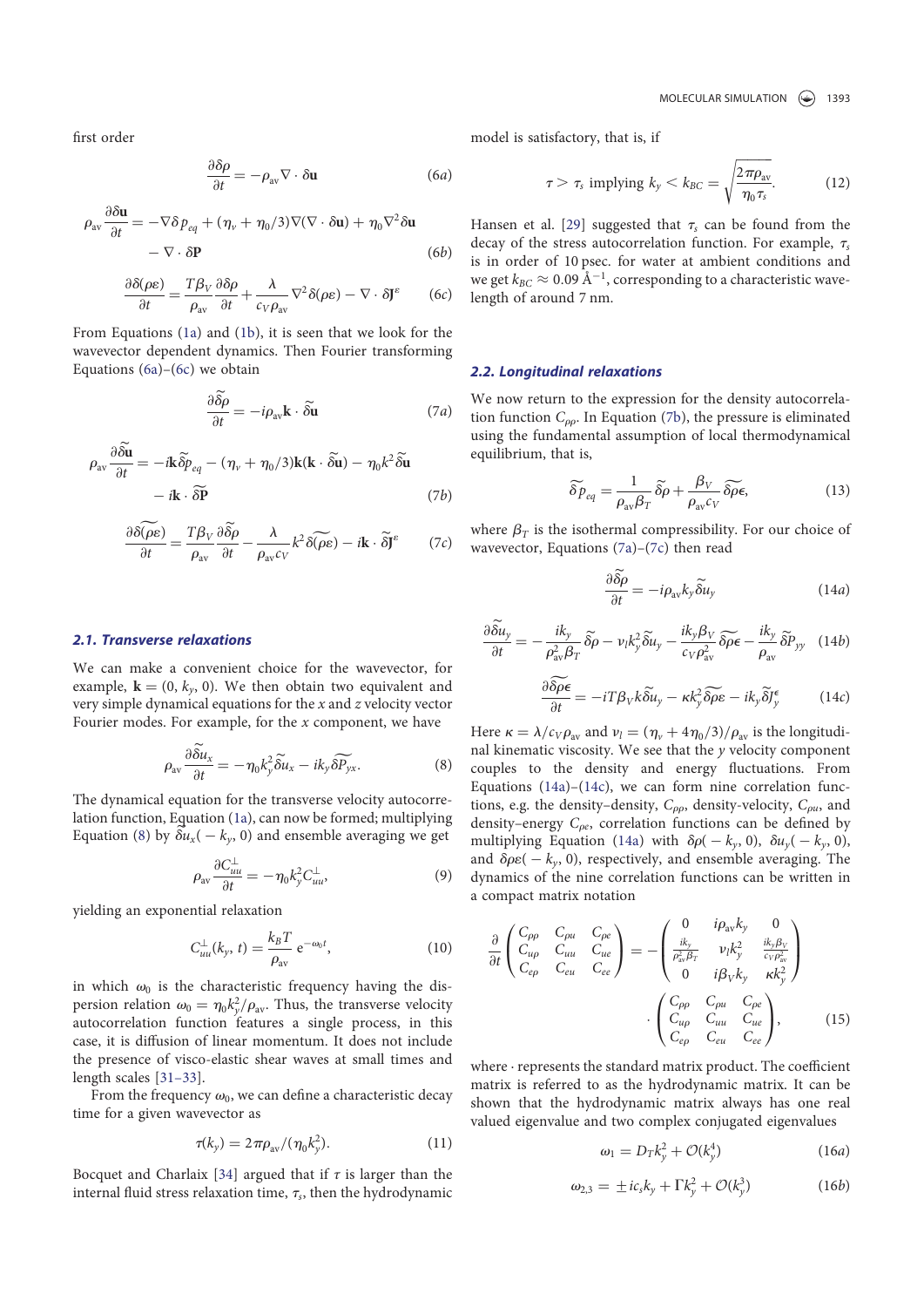first order

$$\frac{\partial \delta\rho}{\partial t} = -\rho_{\rm av}\nabla\cdot\delta\mathbf{u} \tag{6a}$$

$$\rho_{\rm av}\frac{\partial \delta\mathbf{u}}{\partial t} = -\nabla\delta p_{eq} + (\eta_v + \eta_0/3)\nabla(\nabla\cdot\delta\mathbf{u}) + \eta_0\nabla^2\delta\mathbf{u} - \nabla\cdot\delta\mathbf{P} \tag{6b}$$

$$\frac{\partial \delta(\rho\varepsilon)}{\partial t} = \frac{T\beta_V}{\rho_{\rm av}}\frac{\partial \delta\rho}{\partial t} + \frac{\lambda}{c_V\rho_{\rm av}}\nabla^2\delta(\rho\varepsilon) - \nabla\cdot\delta\mathbf{J}^{\varepsilon} \tag{6c}$$

From Equations (1a) and (1b), it is seen that we look for the wavevector dependent dynamics. Then Fourier transforming Equations (6a)–(6c) we obtain

$$\frac{\partial \widetilde{\delta\rho}}{\partial t} = -i\rho_{\rm av}\mathbf{k}\cdot\widetilde{\delta\mathbf{u}} \tag{7a}$$

$$\rho_{\rm av}\frac{\partial \widetilde{\delta\mathbf{u}}}{\partial t} = -i\mathbf{k}\widetilde{\delta p}_{eq} - (\eta_v + \eta_0/3)\mathbf{k}(\mathbf{k}\cdot\widetilde{\delta\mathbf{u}}) - \eta_0 k^2\widetilde{\delta\mathbf{u}} - i\mathbf{k}\cdot\widetilde{\delta\mathbf{P}} \tag{7b}$$

$$\frac{\partial \widetilde{\delta(\rho\varepsilon)}}{\partial t} = \frac{T\beta_V}{\rho_{\rm av}}\frac{\partial \widetilde{\delta\rho}}{\partial t} - \frac{\lambda}{\rho_{\rm av}c_V}k^2\widetilde{\delta(\rho\varepsilon)} - i\mathbf{k}\cdot\widetilde{\delta\mathbf{J}}^{\varepsilon} \tag{7c}$$

### 2.1. Transverse relaxations

We can make a convenient choice for the wavevector, for example, $\mathbf{k} = (0, k_y, 0)$. We then obtain two equivalent and very simple dynamical equations for the $x$ and $z$ velocity vector Fourier modes. For example, for the $x$ component, we have

$$\rho_{\rm av}\frac{\partial \widetilde{\delta u}_x}{\partial t} = -\eta_0 k_y^2\widetilde{\delta u}_x - ik_y\widetilde{\delta P_{yx}}. \tag{8}$$

The dynamical equation for the transverse velocity autocorrelation function, Equation (1a), can now be formed; multiplying Equation (8) by $\widetilde{\delta u}_x(-k_y, 0)$ and ensemble averaging we get

$$\rho_{\rm av}\frac{\partial C_{uu}^{\perp}}{\partial t} = -\eta_0 k_y^2 C_{uu}^{\perp}, \tag{9}$$

yielding an exponential relaxation

$$C_{uu}^{\perp}(k_y, t) = \frac{k_B T}{\rho_{\rm av}}\,\mathrm{e}^{-\omega_0 t}, \tag{10}$$

in which $\omega_0$ is the characteristic frequency having the dispersion relation $\omega_0 = \eta_0 k_y^2/\rho_{\rm av}$. Thus, the transverse velocity autocorrelation function features a single process, in this case, it is diffusion of linear momentum. It does not include the presence of visco-elastic shear waves at small times and length scales [31–33].

From the frequency $\omega_0$, we can define a characteristic decay time for a given wavevector as

$$\tau(k_y) = 2\pi\rho_{\rm av}/(\eta_0 k_y^2). \tag{11}$$

Bocquet and Charlaix [34] argued that if $\tau$ is larger than the internal fluid stress relaxation time, $\tau_s$, then the hydrodynamic model is satisfactory, that is, if

$$\tau > \tau_s \text{ implying } k_y < k_{BC} = \sqrt{\frac{2\pi\rho_{\rm av}}{\eta_0\tau_s}}. \tag{12}$$

Hansen et al. [29] suggested that $\tau_s$ can be found from the decay of the stress autocorrelation function. For example, $\tau_s$ is in order of 10 psec. for water at ambient conditions and we get $k_{BC} \approx 0.09$ Å$^{-1}$, corresponding to a characteristic wavelength of around 7 nm.

### 2.2. Longitudinal relaxations

We now return to the expression for the density autocorrelation function $C_{\rho\rho}$. In Equation (7b), the pressure is eliminated using the fundamental assumption of local thermodynamical equilibrium, that is,

$$\widetilde{\delta p}_{eq} = \frac{1}{\rho_{\rm av}\beta_T}\widetilde{\delta\rho} + \frac{\beta_V}{\rho_{\rm av}c_V}\widetilde{\delta\rho\epsilon}, \tag{13}$$

where $\beta_T$ is the isothermal compressibility. For our choice of wavevector, Equations (7a)–(7c) then read

$$\frac{\partial \widetilde{\delta\rho}}{\partial t} = -i\rho_{\rm av}k_y\widetilde{\delta u}_y \tag{14a}$$

$$\frac{\partial \widetilde{\delta u}_y}{\partial t} = -\frac{ik_y}{\rho_{\rm av}^2\beta_T}\widetilde{\delta\rho} - \nu_l k_y^2\widetilde{\delta u}_y - \frac{ik_y\beta_V}{c_V\rho_{\rm av}^2}\widetilde{\delta\rho\epsilon} - \frac{ik_y}{\rho_{\rm av}}\widetilde{\delta P}_{yy} \tag{14b}$$

$$\frac{\partial \widetilde{\delta\rho\epsilon}}{\partial t} = -iT\beta_V k\widetilde{\delta u}_y - \kappa k_y^2\widetilde{\delta\rho\varepsilon} - ik_y\widetilde{\delta J}_y^{\epsilon} \tag{14c}$$

Here $\kappa = \lambda/c_V\rho_{\rm av}$ and $\nu_l = (\eta_v + 4\eta_0/3)/\rho_{\rm av}$ is the longitudinal kinematic viscosity. We see that the $y$ velocity component couples to the density and energy fluctuations. From Equations (14a)–(14c), we can form nine correlation functions, e.g. the density–density, $C_{\rho\rho}$, density-velocity, $C_{\rho u}$, and density–energy $C_{\rho e}$, correlation functions can be defined by multiplying Equation (14a) with $\delta\rho(-k_y, 0)$, $\delta u_y(-k_y, 0)$, and $\delta\rho\varepsilon(-k_y, 0)$, respectively, and ensemble averaging. The dynamics of the nine correlation functions can be written in a compact matrix notation

$$\frac{\partial}{\partial t}\begin{pmatrix} C_{\rho\rho} & C_{\rho u} & C_{\rho e} \\ C_{u\rho} & C_{uu} & C_{ue} \\ C_{e\rho} & C_{eu} & C_{ee}\end{pmatrix} = -\begin{pmatrix} 0 & i\rho_{\rm av}k_y & 0 \\ \frac{ik_y}{\rho_{\rm av}^2\beta_T} & \nu_l k_y^2 & \frac{ik_y\beta_V}{c_V\rho_{\rm av}^2} \\ 0 & i\beta_V k_y & \kappa k_y^2\end{pmatrix} \cdot \begin{pmatrix} C_{\rho\rho} & C_{\rho u} & C_{\rho e} \\ C_{u\rho} & C_{uu} & C_{ue} \\ C_{e\rho} & C_{eu} & C_{ee}\end{pmatrix}, \tag{15}$$

where $\cdot$ represents the standard matrix product. The coefficient matrix is referred to as the hydrodynamic matrix. It can be shown that the hydrodynamic matrix always has one real valued eigenvalue and two complex conjugated eigenvalues

$$\omega_1 = D_T k_y^2 + \mathcal{O}(k_y^4) \tag{16a}$$

$$\omega_{2,3} = \pm ic_s k_y + \Gamma k_y^2 + \mathcal{O}(k_y^3) \tag{16b}$$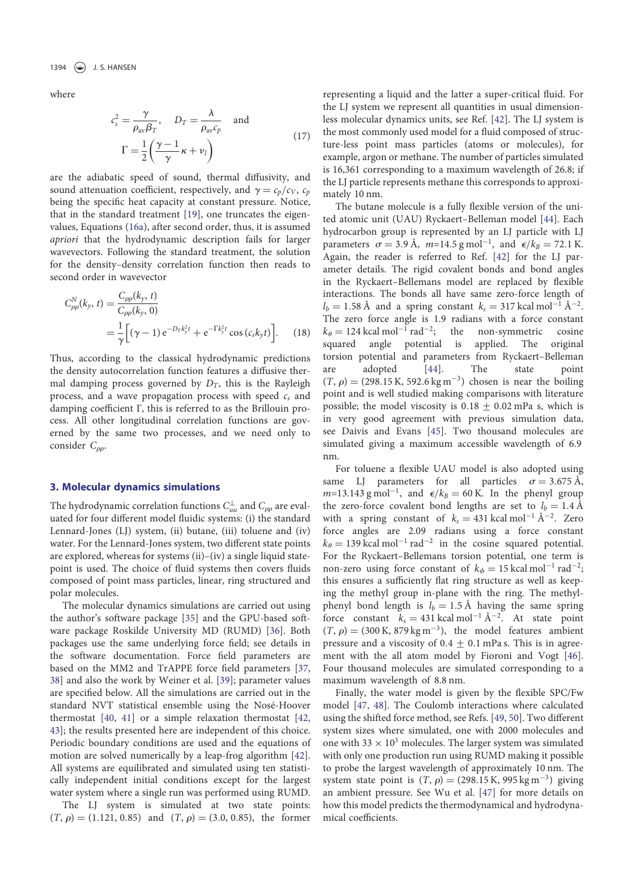where

$$
c_s^2 = \frac{\gamma}{\rho_{\rm av}\beta_T}, \quad D_T = \frac{\lambda}{\rho_{\rm av}c_p} \quad \text{and} \\
\Gamma = \frac{1}{2}\left(\frac{\gamma - 1}{\gamma}\kappa + \nu_l\right) \tag{17}
$$

are the adiabatic speed of sound, thermal diffusivity, and sound attenuation coefficient, respectively, and $\gamma = c_P/c_V$, $c_p$ being the specific heat capacity at constant pressure. Notice, that in the standard treatment [19], one truncates the eigenvalues, Equations (16a), after second order, thus, it is assumed *apriori* that the hydrodynamic description fails for larger wavevectors. Following the standard treatment, the solution for the density–density correlation function then reads to second order in wavevector

$$
C_{\rho\rho}^N(k_y, t) = \frac{C_{\rho\rho}(k_y, t)}{C_{\rho\rho}(k_y, 0)} \\
= \frac{1}{\gamma}\Big[(\gamma - 1)\,{\rm e}^{-D_T k_y^2 t} + {\rm e}^{-\Gamma k_y^2 t}\cos(c_s k_y t)\Big]. \tag{18}
$$

Thus, according to the classical hydrodynamic predictions the density autocorrelation function features a diffusive thermal damping process governed by $D_T$, this is the Rayleigh process, and a wave propagation process with speed $c_s$ and damping coefficient $\Gamma$, this is referred to as the Brillouin process. All other longitudinal correlation functions are governed by the same two processes, and we need only to consider $C_{\rho\rho}$.

## 3. Molecular dynamics simulations

The hydrodynamic correlation functions $C_{uu}^{\perp}$ and $C_{\rho\rho}$ are evaluated for four different model fluidic systems: (i) the standard Lennard-Jones (LJ) system, (ii) butane, (iii) toluene and (iv) water. For the Lennard-Jones system, two different state points are explored, whereas for systems (ii)–(iv) a single liquid state-point is used. The choice of fluid systems then covers fluids composed of point mass particles, linear, ring structured and polar molecules.

The molecular dynamics simulations are carried out using the author's software package [35] and the GPU-based software package Roskilde University MD (RUMD) [36]. Both packages use the same underlying force field; see details in the software documentation. Force field parameters are based on the MM2 and TrAPPE force field parameters [37, 38] and also the work by Weiner et al. [39]; parameter values are specified below. All the simulations are carried out in the standard NVT statistical ensemble using the Nosé-Hoover thermostat [40, 41] or a simple relaxation thermostat [42, 43]; the results presented here are independent of this choice. Periodic boundary conditions are used and the equations of motion are solved numerically by a leap-frog algorithm [42]. All systems are equilibrated and simulated using ten statistically independent initial conditions except for the largest water system where a single run was performed using RUMD.

The LJ system is simulated at two state points: $(T, \rho) = (1.121, 0.85)$ and $(T, \rho) = (3.0, 0.85)$, the former representing a liquid and the latter a super-critical fluid. For the LJ system we represent all quantities in usual dimensionless molecular dynamics units, see Ref. [42]. The LJ system is the most commonly used model for a fluid composed of structure-less point mass particles (atoms or molecules), for example, argon or methane. The number of particles simulated is 16,361 corresponding to a maximum wavelength of 26.8; if the LJ particle represents methane this corresponds to approximately 10 nm.

The butane molecule is a fully flexible version of the united atomic unit (UAU) Ryckaert–Belleman model [44]. Each hydrocarbon group is represented by an LJ particle with LJ parameters $\sigma = 3.9$ Å, $m$=14.5 g mol$^{-1}$, and $\epsilon/k_B = 72.1$ K. Again, the reader is referred to Ref. [42] for the LJ parameter details. The rigid covalent bonds and bond angles in the Ryckaert–Bellemans model are replaced by flexible interactions. The bonds all have same zero-force length of $l_b = 1.58$ Å and a spring constant $k_s = 317$ kcal mol$^{-1}$ Å$^{-2}$. The zero force angle is 1.9 radians with a force constant $k_\theta = 124$ kcal mol$^{-1}$ rad$^{-2}$; the non-symmetric cosine squared angle potential is applied. The original torsion potential and parameters from Ryckaert–Belleman are adopted [44]. The state point $(T, \rho) = (298.15\,\text{K}, 592.6\,\text{kg m}^{-3})$ chosen is near the boiling point and is well studied making comparisons with literature possible; the model viscosity is $0.18 \pm 0.02$ mPa s, which is in very good agreement with previous simulation data, see Daivis and Evans [45]. Two thousand molecules are simulated giving a maximum accessible wavelength of 6.9 nm.

For toluene a flexible UAU model is also adopted using same LJ parameters for all particles $\sigma = 3.675$ Å, $m$=13.143 g mol$^{-1}$, and $\epsilon/k_B = 60$ K. In the phenyl group the zero-force covalent bond lengths are set to $l_b = 1.4$ Å with a spring constant of $k_s = 431$ kcal mol$^{-1}$ Å$^{-2}$. Zero force angles are 2.09 radians using a force constant $k_\theta = 139$ kcal mol$^{-1}$ rad$^{-2}$ in the cosine squared potential. For the Ryckaert–Bellemans torsion potential, one term is non-zero using force constant of $k_\phi = 15$ kcal mol$^{-1}$ rad$^{-2}$; this ensures a sufficiently flat ring structure as well as keeping the methyl group in-plane with the ring. The methyl-phenyl bond length is $l_b = 1.5$ Å having the same spring force constant $k_s = 431$ kcal mol$^{-1}$ Å$^{-2}$. At state point $(T, \rho) = (300\,\text{K}, 879\,\text{kg m}^{-3})$, the model features ambient pressure and a viscosity of $0.4 \pm 0.1$ mPa s. This is in agreement with the all atom model by Fioroni and Vogt [46]. Four thousand molecules are simulated corresponding to a maximum wavelength of 8.8 nm.

Finally, the water model is given by the flexible SPC/Fw model [47, 48]. The Coulomb interactions where calculated using the shifted force method, see Refs. [49, 50]. Two different system sizes where simulated, one with 2000 molecules and one with $33 \times 10^3$ molecules. The larger system was simulated with only one production run using RUMD making it possible to probe the largest wavelength of approximately 10 nm. The system state point is $(T, \rho) = (298.15\,\text{K}, 995\,\text{kg m}^{-3})$ giving an ambient pressure. See Wu et al. [47] for more details on how this model predicts the thermodynamical and hydrodynamical coefficients.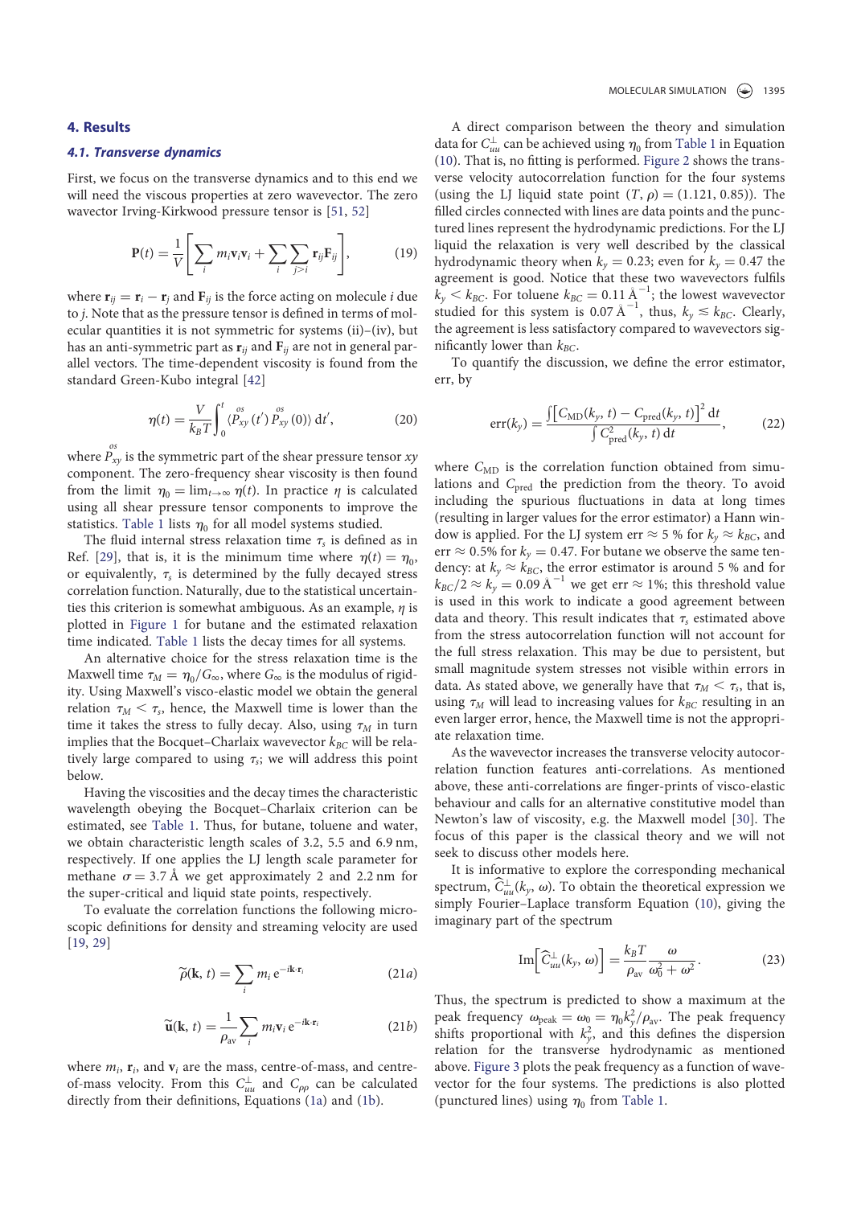## 4. Results

### 4.1. Transverse dynamics

First, we focus on the transverse dynamics and to this end we will need the viscous properties at zero wavevector. The zero wavector Irving-Kirkwood pressure tensor is [51, 52]

$$\mathbf{P}(t) = \frac{1}{V}\left[\sum_i m_i \mathbf{v}_i \mathbf{v}_i + \sum_i \sum_{j>i} \mathbf{r}_{ij}\mathbf{F}_{ij}\right], \tag{19}$$

where $\mathbf{r}_{ij} = \mathbf{r}_i - \mathbf{r}_j$ and $\mathbf{F}_{ij}$ is the force acting on molecule $i$ due to $j$. Note that as the pressure tensor is defined in terms of molecular quantities it is not symmetric for systems (ii)–(iv), but has an anti-symmetric part as $\mathbf{r}_{ij}$ and $\mathbf{F}_{ij}$ are not in general parallel vectors. The time-dependent viscosity is found from the standard Green-Kubo integral [42]

$$\eta(t) = \frac{V}{k_B T}\int_0^t \langle \overset{os}{P}_{xy}(t')\, \overset{os}{P}_{xy}(0)\rangle \, \mathrm{d}t', \tag{20}$$

where $\overset{os}{P}_{xy}$ is the symmetric part of the shear pressure tensor $xy$ component. The zero-frequency shear viscosity is then found from the limit $\eta_0 = \lim_{t\to\infty} \eta(t)$. In practice $\eta$ is calculated using all shear pressure tensor components to improve the statistics. Table 1 lists $\eta_0$ for all model systems studied.

The fluid internal stress relaxation time $\tau_s$ is defined as in Ref. [29], that is, it is the minimum time where $\eta(t) = \eta_0$, or equivalently, $\tau_s$ is determined by the fully decayed stress correlation function. Naturally, due to the statistical uncertainties this criterion is somewhat ambiguous. As an example, $\eta$ is plotted in Figure 1 for butane and the estimated relaxation time indicated. Table 1 lists the decay times for all systems.

An alternative choice for the stress relaxation time is the Maxwell time $\tau_M = \eta_0/G_\infty$, where $G_\infty$ is the modulus of rigidity. Using Maxwell's visco-elastic model we obtain the general relation $\tau_M < \tau_s$, hence, the Maxwell time is lower than the time it takes the stress to fully decay. Also, using $\tau_M$ in turn implies that the Bocquet–Charlaix wavevector $k_{BC}$ will be relatively large compared to using $\tau_s$; we will address this point below.

Having the viscosities and the decay times the characteristic wavelength obeying the Bocquet–Charlaix criterion can be estimated, see Table 1. Thus, for butane, toluene and water, we obtain characteristic length scales of 3.2, 5.5 and 6.9 nm, respectively. If one applies the LJ length scale parameter for methane $\sigma = 3.7$ Å we get approximately 2 and 2.2 nm for the super-critical and liquid state points, respectively.

To evaluate the correlation functions the following microscopic definitions for density and streaming velocity are used [19, 29]

$$\widetilde{\rho}(\mathbf{k}, t) = \sum_i m_i \, \mathrm{e}^{-i\mathbf{k}\cdot\mathbf{r}_i} \tag{21a}$$

$$\widetilde{\mathbf{u}}(\mathbf{k}, t) = \frac{1}{\rho_{av}}\sum_i m_i \mathbf{v}_i \, \mathrm{e}^{-i\mathbf{k}\cdot\mathbf{r}_i} \tag{21b}$$

where $m_i$, $\mathbf{r}_i$, and $\mathbf{v}_i$ are the mass, centre-of-mass, and centre-of-mass velocity. From this $C_{uu}^{\perp}$ and $C_{\rho\rho}$ can be calculated directly from their definitions, Equations (1a) and (1b).

A direct comparison between the theory and simulation data for $C_{uu}^{\perp}$ can be achieved using $\eta_0$ from Table 1 in Equation (10). That is, no fitting is performed. Figure 2 shows the transverse velocity autocorrelation function for the four systems (using the LJ liquid state point $(T, \rho) = (1.121, 0.85)$). The filled circles connected with lines are data points and the punctured lines represent the hydrodynamic predictions. For the LJ liquid the relaxation is very well described by the classical hydrodynamic theory when $k_y = 0.23$; even for $k_y = 0.47$ the agreement is good. Notice that these two wavevectors fulfils $k_y < k_{BC}$. For toluene $k_{BC} = 0.11$ Å$^{-1}$; the lowest wavevector studied for this system is $0.07$ Å$^{-1}$, thus, $k_y \lesssim k_{BC}$. Clearly, the agreement is less satisfactory compared to wavevectors significantly lower than $k_{BC}$.

To quantify the discussion, we define the error estimator, err, by

$$\mathrm{err}(k_y) = \frac{\int\left[C_{\mathrm{MD}}(k_y, t) - C_{\mathrm{pred}}(k_y, t)\right]^2 \mathrm{d}t}{\int C_{\mathrm{pred}}^2(k_y, t)\,\mathrm{d}t}, \tag{22}$$

where $C_{\mathrm{MD}}$ is the correlation function obtained from simulations and $C_{\mathrm{pred}}$ the prediction from the theory. To avoid including the spurious fluctuations in data at long times (resulting in larger values for the error estimator) a Hann window is applied. For the LJ system err $\approx 5$ % for $k_y \approx k_{BC}$, and err $\approx 0.5$% for $k_y = 0.47$. For butane we observe the same tendency: at $k_y \approx k_{BC}$, the error estimator is around 5 % and for $k_{BC}/2 \approx k_y = 0.09$ Å$^{-1}$ we get err $\approx 1$%; this threshold value is used in this work to indicate a good agreement between data and theory. This result indicates that $\tau_s$ estimated above from the stress autocorrelation function will not account for the full stress relaxation. This may be due to persistent, but small magnitude system stresses not visible within errors in data. As stated above, we generally have that $\tau_M < \tau_s$, that is, using $\tau_M$ will lead to increasing values for $k_{BC}$ resulting in an even larger error, hence, the Maxwell time is not the appropriate relaxation time.

As the wavevector increases the transverse velocity autocorrelation function features anti-correlations. As mentioned above, these anti-correlations are finger-prints of visco-elastic behaviour and calls for an alternative constitutive model than Newton's law of viscosity, e.g. the Maxwell model [30]. The focus of this paper is the classical theory and we will not seek to discuss other models here.

It is informative to explore the corresponding mechanical spectrum, $\widehat{C}_{uu}^{\perp}(k_y, \omega)$. To obtain the theoretical expression we simply Fourier–Laplace transform Equation (10), giving the imaginary part of the spectrum

$$\mathrm{Im}\left[\widehat{C}_{uu}^{\perp}(k_y, \omega)\right] = \frac{k_B T}{\rho_{av}} \frac{\omega}{\omega_0^2 + \omega^2}. \tag{23}$$

Thus, the spectrum is predicted to show a maximum at the peak frequency $\omega_{\mathrm{peak}} = \omega_0 = \eta_0 k_y^2/\rho_{av}$. The peak frequency shifts proportional with $k_y^2$, and this defines the dispersion relation for the transverse hydrodynamic as mentioned above. Figure 3 plots the peak frequency as a function of wavevector for the four systems. The predictions is also plotted (punctured lines) using $\eta_0$ from Table 1.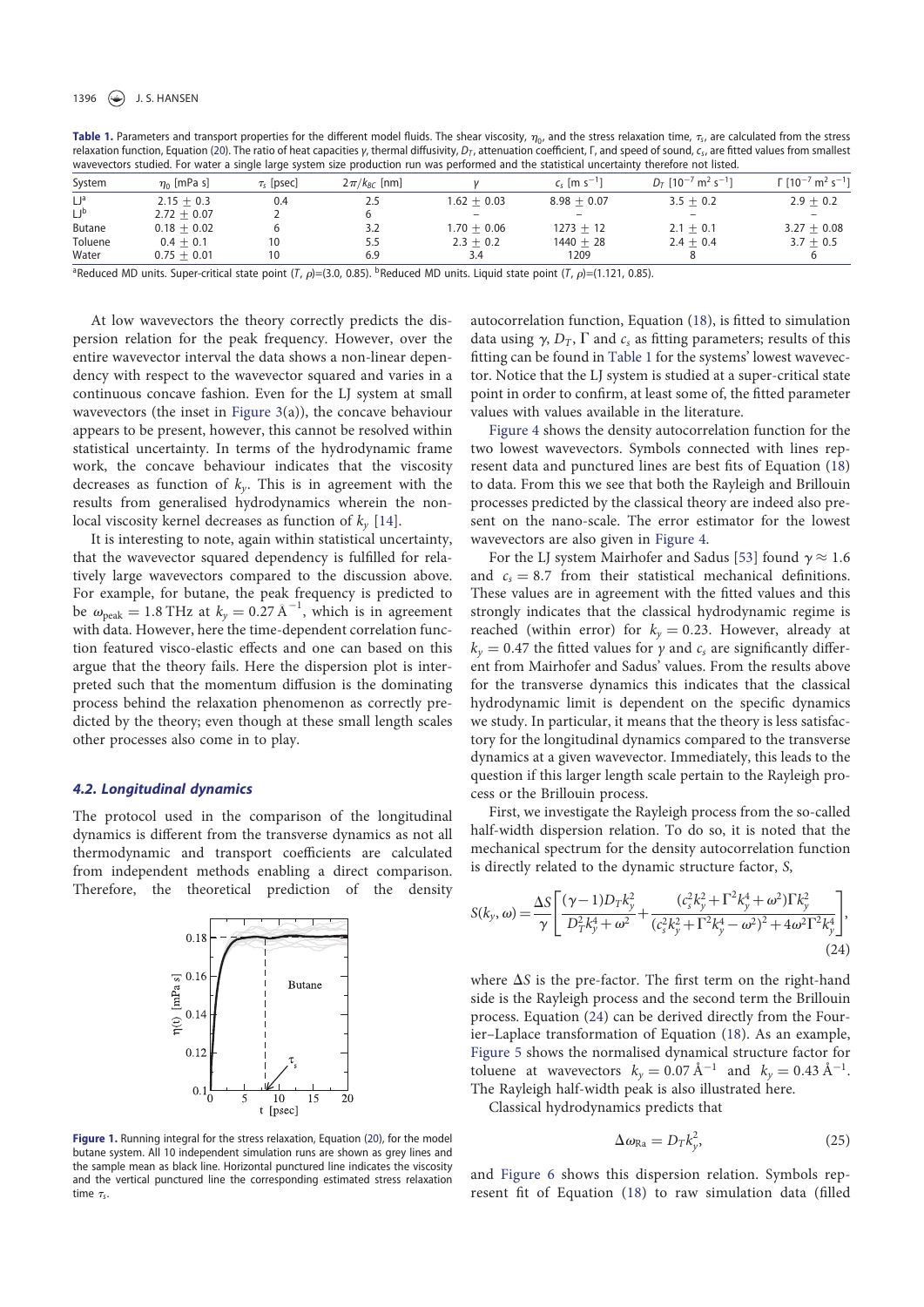**Table 1.** Parameters and transport properties for the different model fluids. The shear viscosity, $\eta_0$, and the stress relaxation time, $\tau_s$, are calculated from the stress relaxation function, Equation (20). The ratio of heat capacities $\gamma$, thermal diffusivity, $D_T$, attenuation coefficient, $\Gamma$, and speed of sound, $c_s$, are fitted values from smallest wavevectors studied. For water a single large system size production run was performed and the statistical uncertainty therefore not listed.

| System | $\eta_0$ [mPa s] | $\tau_s$ [psec] | $2\pi/k_{BC}$ [nm] | $\gamma$ | $c_s$ [m s$^{-1}$] | $D_T$ [$10^{-7}$ m$^2$ s$^{-1}$] | $\Gamma$ [$10^{-7}$ m$^2$ s$^{-1}$] |
|---|---|---|---|---|---|---|---|
| LJ[a] | $2.15 \pm 0.3$ | 0.4 | 2.5 | $1.62 \pm 0.03$ | $8.98 \pm 0.07$ | $3.5 \pm 0.2$ | $2.9 \pm 0.2$ |
| LJ[b] | $2.72 \pm 0.07$ | 2 | 6 | – | – | – | – |
| Butane | $0.18 \pm 0.02$ | 6 | 3.2 | $1.70 \pm 0.06$ | $1273 \pm 12$ | $2.1 \pm 0.1$ | $3.27 \pm 0.08$ |
| Toluene | $0.4 \pm 0.1$ | 10 | 5.5 | $2.3 \pm 0.2$ | $1440 \pm 28$ | $2.4 \pm 0.4$ | $3.7 \pm 0.5$ |
| Water | $0.75 \pm 0.01$ | 10 | 6.9 | 3.4 | 1209 | 8 | 6 |

[a]Reduced MD units. Super-critical state point $(T, \rho)$=(3.0, 0.85). [b]Reduced MD units. Liquid state point $(T, \rho)$=(1.121, 0.85).

At low wavevectors the theory correctly predicts the dispersion relation for the peak frequency. However, over the entire wavevector interval the data shows a non-linear dependency with respect to the wavevector squared and varies in a continuous concave fashion. Even for the LJ system at small wavevectors (the inset in Figure 3(a)), the concave behaviour appears to be present, however, this cannot be resolved within statistical uncertainty. In terms of the hydrodynamic frame work, the concave behaviour indicates that the viscosity decreases as function of $k_y$. This is in agreement with the results from generalised hydrodynamics wherein the non-local viscosity kernel decreases as function of $k_y$ [14].

It is interesting to note, again within statistical uncertainty, that the wavevector squared dependency is fulfilled for relatively large wavevectors compared to the discussion above. For example, for butane, the peak frequency is predicted to be $\omega_{\text{peak}} = 1.8\,\text{THz}$ at $k_y = 0.27\,\text{Å}^{-1}$, which is in agreement with data. However, here the time-dependent correlation function featured visco-elastic effects and one can based on this argue that the theory fails. Here the dispersion plot is interpreted such that the momentum diffusion is the dominating process behind the relaxation phenomenon as correctly predicted by the theory; even though at these small length scales other processes also come in to play.

### 4.2. Longitudinal dynamics

The protocol used in the comparison of the longitudinal dynamics is different from the transverse dynamics as not all thermodynamic and transport coefficients are calculated from independent methods enabling a direct comparison. Therefore, the theoretical prediction of the density autocorrelation function, Equation (18), is fitted to simulation data using $\gamma$, $D_T$, $\Gamma$ and $c_s$ as fitting parameters; results of this fitting can be found in Table 1 for the systems' lowest wavevector. Notice that the LJ system is studied at a super-critical state point in order to confirm, at least some of, the fitted parameter values with values available in the literature.

**Figure 1.** Running integral for the stress relaxation, Equation (20), for the model butane system. All 10 independent simulation runs are shown as grey lines and the sample mean as black line. Horizontal punctured line indicates the viscosity and the vertical punctured line the corresponding estimated stress relaxation time $\tau_s$.

Figure 4 shows the density autocorrelation function for the two lowest wavevectors. Symbols connected with lines represent data and punctured lines are best fits of Equation (18) to data. From this we see that both the Rayleigh and Brillouin processes predicted by the classical theory are indeed also present on the nano-scale. The error estimator for the lowest wavevectors are also given in Figure 4.

For the LJ system Mairhofer and Sadus [53] found $\gamma \approx 1.6$ and $c_s = 8.7$ from their statistical mechanical definitions. These values are in agreement with the fitted values and this strongly indicates that the classical hydrodynamic regime is reached (within error) for $k_y = 0.23$. However, already at $k_y = 0.47$ the fitted values for $\gamma$ and $c_s$ are significantly different from Mairhofer and Sadus' values. From the results above for the transverse dynamics this indicates that the classical hydrodynamic limit is dependent on the specific dynamics we study. In particular, it means that the theory is less satisfactory for the longitudinal dynamics compared to the transverse dynamics at a given wavevector. Immediately, this leads to the question if this larger length scale pertain to the Rayleigh process or the Brillouin process.

First, we investigate the Rayleigh process from the so-called half-width dispersion relation. To do so, it is noted that the mechanical spectrum for the density autocorrelation function is directly related to the dynamic structure factor, $S$,

$$S(k_y, \omega) = \frac{\Delta S}{\gamma}\left[\frac{(\gamma-1)D_T k_y^2}{D_T^2 k_y^4 + \omega^2} + \frac{(c_s^2 k_y^2 + \Gamma^2 k_y^4 + \omega^2)\Gamma k_y^2}{(c_s^2 k_y^2 + \Gamma^2 k_y^4 - \omega^2)^2 + 4\omega^2\Gamma^2 k_y^4}\right], \tag{24}$$

where $\Delta S$ is the pre-factor. The first term on the right-hand side is the Rayleigh process and the second term the Brillouin process. Equation (24) can be derived directly from the Fourier–Laplace transformation of Equation (18). As an example, Figure 5 shows the normalised dynamical structure factor for toluene at wavevectors $k_y = 0.07\,\text{Å}^{-1}$ and $k_y = 0.43\,\text{Å}^{-1}$. The Rayleigh half-width peak is also illustrated here.

Classical hydrodynamics predicts that

$$\Delta\omega_{\text{Ra}} = D_T k_y^2, \tag{25}$$

and Figure 6 shows this dispersion relation. Symbols represent fit of Equation (18) to raw simulation data (filled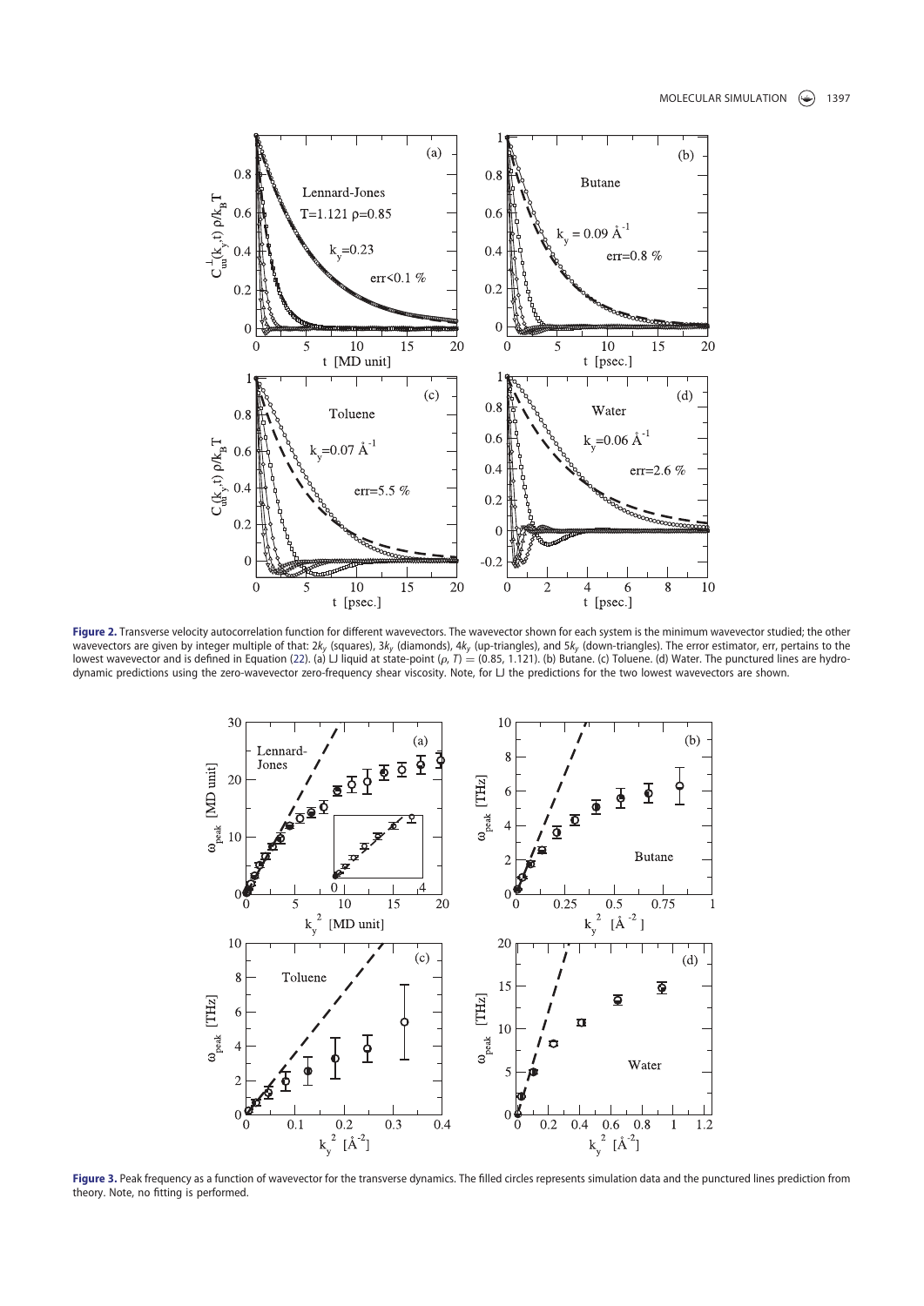**Figure 2.** Transverse velocity autocorrelation function for different wavevectors. The wavevector shown for each system is the minimum wavevector studied; the other wavevectors are given by integer multiple of that: $2k_y$ (squares), $3k_y$ (diamonds), $4k_y$ (up-triangles), and $5k_y$ (down-triangles). The error estimator, err, pertains to the lowest wavevector and is defined in Equation (22). (a) LJ liquid at state-point $(\rho, T) = (0.85, 1.121)$. (b) Butane. (c) Toluene. (d) Water. The punctured lines are hydrodynamic predictions using the zero-wavevector zero-frequency shear viscosity. Note, for LJ the predictions for the two lowest wavevectors are shown.

**Figure 3.** Peak frequency as a function of wavevector for the transverse dynamics. The filled circles represents simulation data and the punctured lines prediction from theory. Note, no fitting is performed.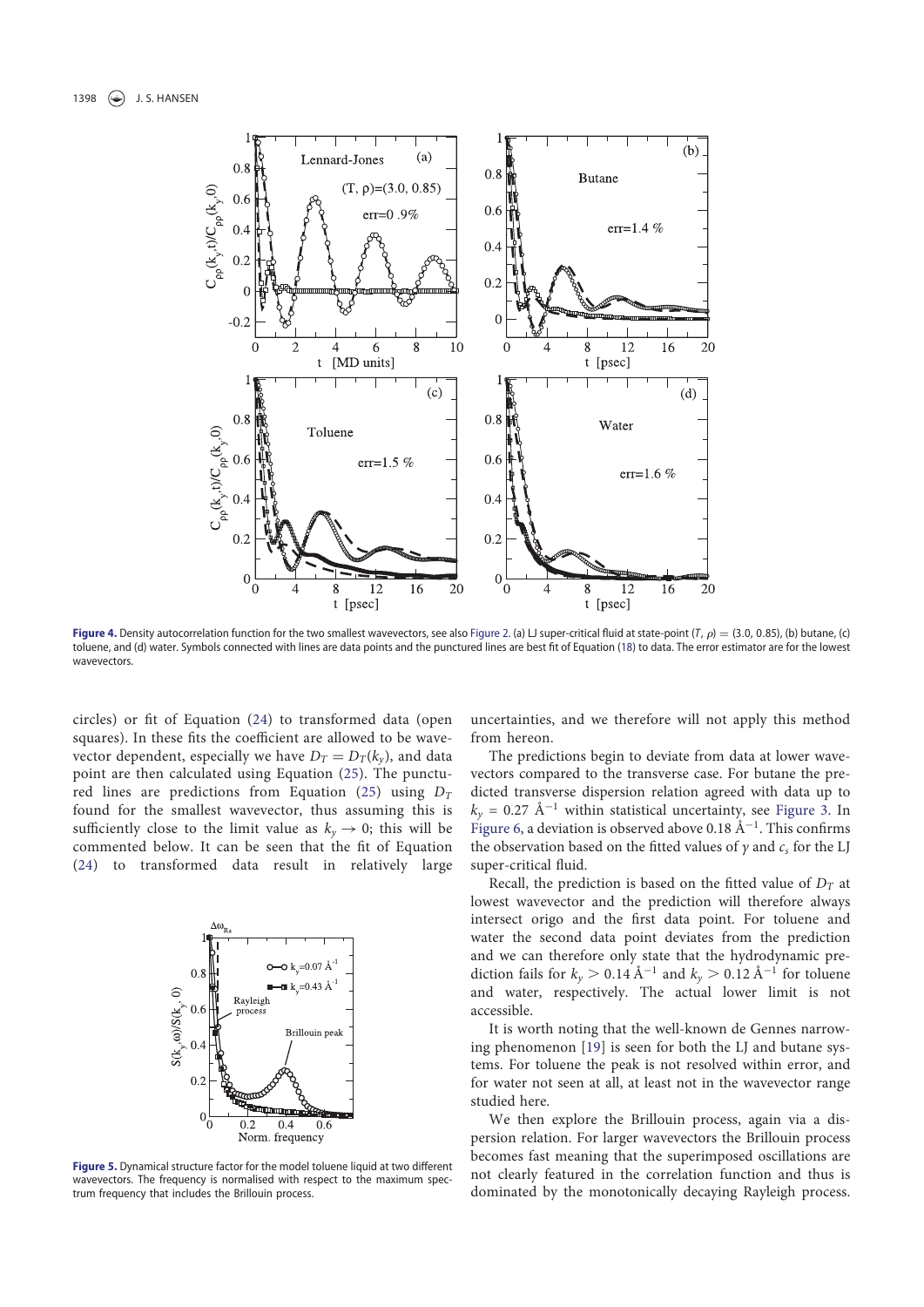Figure 4. Density autocorrelation function for the two smallest wavevectors, see also Figure 2. (a) LJ super-critical fluid at state-point $(T, \rho) = (3.0, 0.85)$, (b) butane, (c) toluene, and (d) water. Symbols connected with lines are data points and the punctured lines are best fit of Equation (18) to data. The error estimator are for the lowest wavevectors.

circles) or fit of Equation (24) to transformed data (open squares). In these fits the coefficient are allowed to be wavevector dependent, especially we have $D_T = D_T(k_y)$, and data point are then calculated using Equation (25). The punctured lines are predictions from Equation (25) using $D_T$ found for the smallest wavevector, thus assuming this is sufficiently close to the limit value as $k_y \to 0$; this will be commented below. It can be seen that the fit of Equation (24) to transformed data result in relatively large uncertainties, and we therefore will not apply this method from hereon.

Figure 5. Dynamical structure factor for the model toluene liquid at two different wavevectors. The frequency is normalised with respect to the maximum spectrum frequency that includes the Brillouin process.

The predictions begin to deviate from data at lower wavevectors compared to the transverse case. For butane the predicted transverse dispersion relation agreed with data up to $k_y = 0.27$ Å$^{-1}$ within statistical uncertainty, see Figure 3. In Figure 6, a deviation is observed above 0.18 Å$^{-1}$. This confirms the observation based on the fitted values of $\gamma$ and $c_s$ for the LJ super-critical fluid.

Recall, the prediction is based on the fitted value of $D_T$ at lowest wavevector and the prediction will therefore always intersect origo and the first data point. For toluene and water the second data point deviates from the prediction and we can therefore only state that the hydrodynamic prediction fails for $k_y > 0.14$ Å$^{-1}$ and $k_y > 0.12$ Å$^{-1}$ for toluene and water, respectively. The actual lower limit is not accessible.

It is worth noting that the well-known de Gennes narrowing phenomenon [19] is seen for both the LJ and butane systems. For toluene the peak is not resolved within error, and for water not seen at all, at least not in the wavevector range studied here.

We then explore the Brillouin process, again via a dispersion relation. For larger wavevectors the Brillouin process becomes fast meaning that the superimposed oscillations are not clearly featured in the correlation function and thus is dominated by the monotonically decaying Rayleigh process.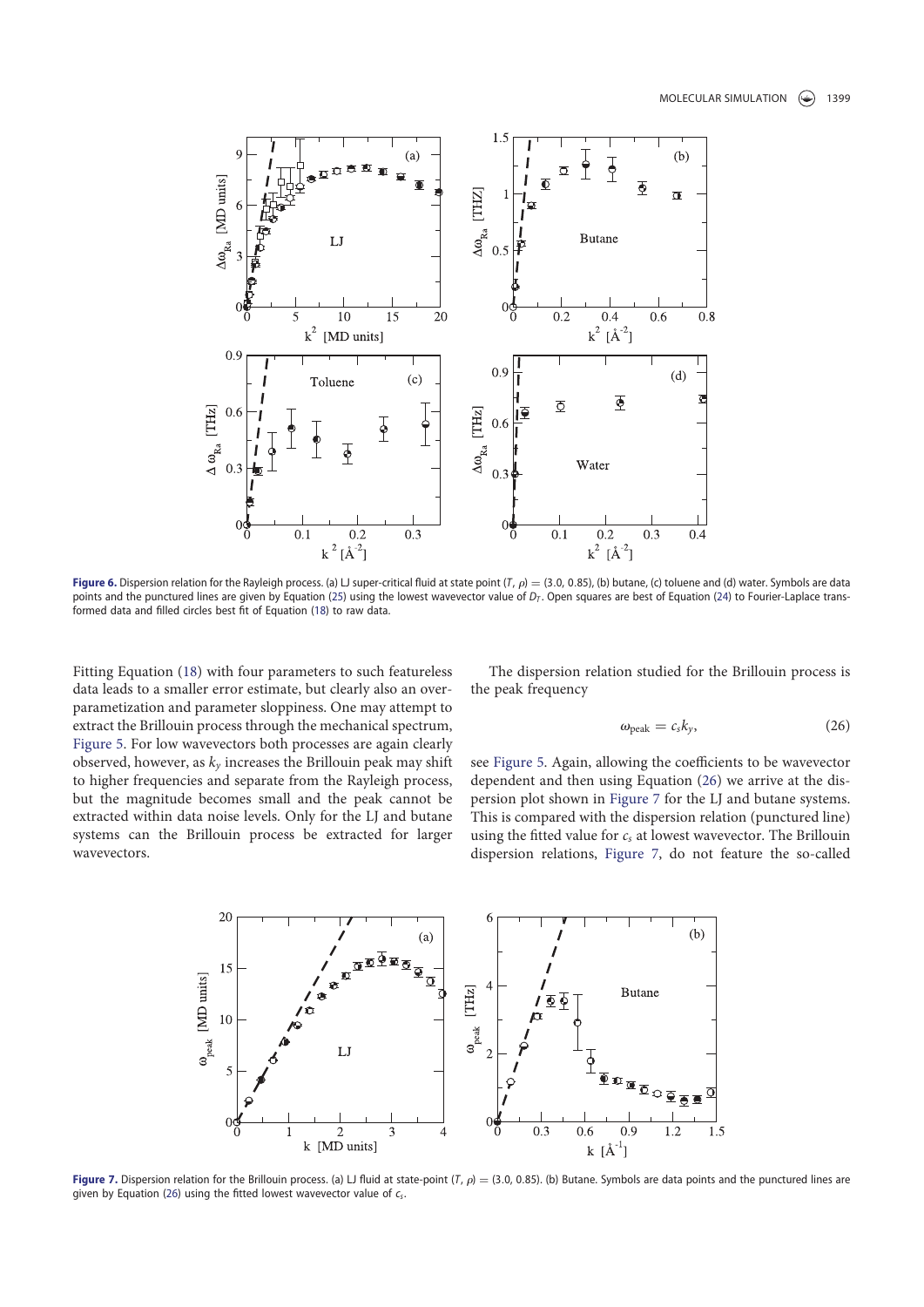**Figure 6.** Dispersion relation for the Rayleigh process. (a) LJ super-critical fluid at state point $(T, \rho) = (3.0, 0.85)$, (b) butane, (c) toluene and (d) water. Symbols are data points and the punctured lines are given by Equation (25) using the lowest wavevector value of $D_T$. Open squares are best of Equation (24) to Fourier-Laplace transformed data and filled circles best fit of Equation (18) to raw data.

Fitting Equation (18) with four parameters to such featureless data leads to a smaller error estimate, but clearly also an over-parametization and parameter sloppiness. One may attempt to extract the Brillouin process through the mechanical spectrum, Figure 5. For low wavevectors both processes are again clearly observed, however, as $k_y$ increases the Brillouin peak may shift to higher frequencies and separate from the Rayleigh process, but the magnitude becomes small and the peak cannot be extracted within data noise levels. Only for the LJ and butane systems can the Brillouin process be extracted for larger wavevectors.

The dispersion relation studied for the Brillouin process is the peak frequency

$$\omega_{\text{peak}} = c_s k_y, \tag{26}$$

see Figure 5. Again, allowing the coefficients to be wavevector dependent and then using Equation (26) we arrive at the dispersion plot shown in Figure 7 for the LJ and butane systems. This is compared with the dispersion relation (punctured line) using the fitted value for $c_s$ at lowest wavevector. The Brillouin dispersion relations, Figure 7, do not feature the so-called

**Figure 7.** Dispersion relation for the Brillouin process. (a) LJ fluid at state-point $(T, \rho) = (3.0, 0.85)$. (b) Butane. Symbols are data points and the punctured lines are given by Equation (26) using the fitted lowest wavevector value of $c_s$.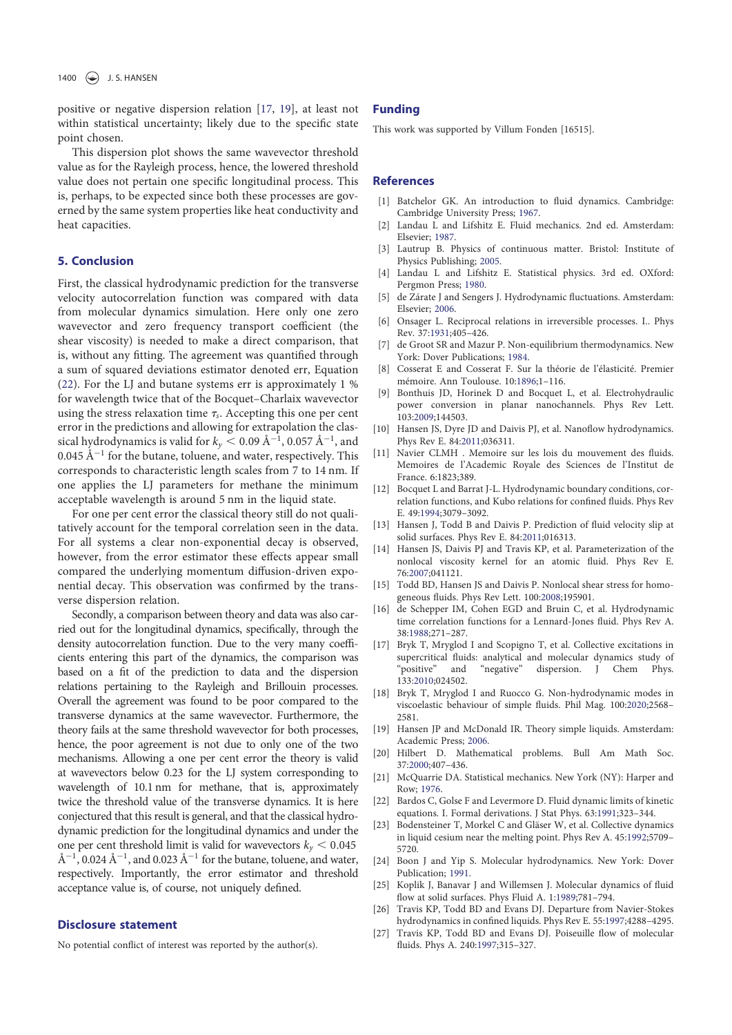positive or negative dispersion relation [17, 19], at least not within statistical uncertainty; likely due to the specific state point chosen.

This dispersion plot shows the same wavevector threshold value as for the Rayleigh process, hence, the lowered threshold value does not pertain one specific longitudinal process. This is, perhaps, to be expected since both these processes are governed by the same system properties like heat conductivity and heat capacities.

## 5. Conclusion

First, the classical hydrodynamic prediction for the transverse velocity autocorrelation function was compared with data from molecular dynamics simulation. Here only one zero wavevector and zero frequency transport coefficient (the shear viscosity) is needed to make a direct comparison, that is, without any fitting. The agreement was quantified through a sum of squared deviations estimator denoted err, Equation (22). For the LJ and butane systems err is approximately 1 % for wavelength twice that of the Bocquet–Charlaix wavevector using the stress relaxation time $\tau_s$. Accepting this one per cent error in the predictions and allowing for extrapolation the classical hydrodynamics is valid for $k_y < 0.09$ Å$^{-1}$, $0.057$ Å$^{-1}$, and $0.045$ Å$^{-1}$ for the butane, toluene, and water, respectively. This corresponds to characteristic length scales from 7 to 14 nm. If one applies the LJ parameters for methane the minimum acceptable wavelength is around 5 nm in the liquid state.

For one per cent error the classical theory still do not qualitatively account for the temporal correlation seen in the data. For all systems a clear non-exponential decay is observed, however, from the error estimator these effects appear small compared the underlying momentum diffusion-driven exponential decay. This observation was confirmed by the transverse dispersion relation.

Secondly, a comparison between theory and data was also carried out for the longitudinal dynamics, specifically, through the density autocorrelation function. Due to the very many coefficients entering this part of the dynamics, the comparison was based on a fit of the prediction to data and the dispersion relations pertaining to the Rayleigh and Brillouin processes. Overall the agreement was found to be poor compared to the transverse dynamics at the same wavevector. Furthermore, the theory fails at the same threshold wavevector for both processes, hence, the poor agreement is not due to only one of the two mechanisms. Allowing a one per cent error the theory is valid at wavevectors below 0.23 for the LJ system corresponding to wavelength of 10.1 nm for methane, that is, approximately twice the threshold value of the transverse dynamics. It is here conjectured that this result is general, and that the classical hydrodynamic prediction for the longitudinal dynamics and under the one per cent threshold limit is valid for wavevectors $k_y < 0.045$ Å$^{-1}$, $0.024$ Å$^{-1}$, and $0.023$ Å$^{-1}$ for the butane, toluene, and water, respectively. Importantly, the error estimator and threshold acceptance value is, of course, not uniquely defined.

## Disclosure statement

No potential conflict of interest was reported by the author(s).

## Funding

This work was supported by Villum Fonden [16515].

## References

[1] Batchelor GK. An introduction to fluid dynamics. Cambridge: Cambridge University Press; 1967.

[2] Landau L and Lifshitz E. Fluid mechanics. 2nd ed. Amsterdam: Elsevier; 1987.

[3] Lautrup B. Physics of continuous matter. Bristol: Institute of Physics Publishing; 2005.

[4] Landau L and Lifshitz E. Statistical physics. 3rd ed. OXford: Pergmon Press; 1980.

[5] de Zárate J and Sengers J. Hydrodynamic fluctuations. Amsterdam: Elsevier; 2006.

[6] Onsager L. Reciprocal relations in irreversible processes. I.. Phys Rev. 37:1931;405–426.

[7] de Groot SR and Mazur P. Non-equilibrium thermodynamics. New York: Dover Publications; 1984.

[8] Cosserat E and Cosserat F. Sur la théorie de l'élasticité. Premier mémoire. Ann Toulouse. 10:1896;1–116.

[9] Bonthuis JD, Horinek D and Bocquet L, et al. Electrohydraulic power conversion in planar nanochannels. Phys Rev Lett. 103:2009;144503.

[10] Hansen JS, Dyre JD and Daivis PJ, et al. Nanoflow hydrodynamics. Phys Rev E. 84:2011;036311.

[11] Navier CLMH . Memoire sur les lois du mouvement des fluids. Memoires de l'Academic Royale des Sciences de l'Institut de France. 6:1823;389.

[12] Bocquet L and Barrat J-L. Hydrodynamic boundary conditions, correlation functions, and Kubo relations for confined fluids. Phys Rev E. 49:1994;3079–3092.

[13] Hansen J, Todd B and Daivis P. Prediction of fluid velocity slip at solid surfaces. Phys Rev E. 84:2011;016313.

[14] Hansen JS, Daivis PJ and Travis KP, et al. Parameterization of the nonlocal viscosity kernel for an atomic fluid. Phys Rev E. 76:2007;041121.

[15] Todd BD, Hansen JS and Daivis P. Nonlocal shear stress for homogeneous fluids. Phys Rev Lett. 100:2008;195901.

[16] de Schepper IM, Cohen EGD and Bruin C, et al. Hydrodynamic time correlation functions for a Lennard-Jones fluid. Phys Rev A. 38:1988;271–287.

[17] Bryk T, Mryglod I and Scopigno T, et al. Collective excitations in supercritical fluids: analytical and molecular dynamics study of "positive" and "negative" dispersion. J Chem Phys. 133:2010;024502.

[18] Bryk T, Mryglod I and Ruocco G. Non-hydrodynamic modes in viscoelastic behaviour of simple fluids. Phil Mag. 100:2020;2568–2581.

[19] Hansen JP and McDonald IR. Theory simple liquids. Amsterdam: Academic Press; 2006.

[20] Hilbert D. Mathematical problems. Bull Am Math Soc. 37:2000;407–436.

[21] McQuarrie DA. Statistical mechanics. New York (NY): Harper and Row; 1976.

[22] Bardos C, Golse F and Levermore D. Fluid dynamic limits of kinetic equations. I. Formal derivations. J Stat Phys. 63:1991;323–344.

[23] Bodensteiner T, Morkel C and Gläser W, et al. Collective dynamics in liquid cesium near the melting point. Phys Rev A. 45:1992;5709–5720.

[24] Boon J and Yip S. Molecular hydrodynamics. New York: Dover Publication; 1991.

[25] Koplik J, Banavar J and Willemsen J. Molecular dynamics of fluid flow at solid surfaces. Phys Fluid A. 1:1989;781–794.

[26] Travis KP, Todd BD and Evans DJ. Departure from Navier-Stokes hydrodynamics in confined liquids. Phys Rev E. 55:1997;4288–4295.

[27] Travis KP, Todd BD and Evans DJ. Poiseuille flow of molecular fluids. Phys A. 240:1997;315–327.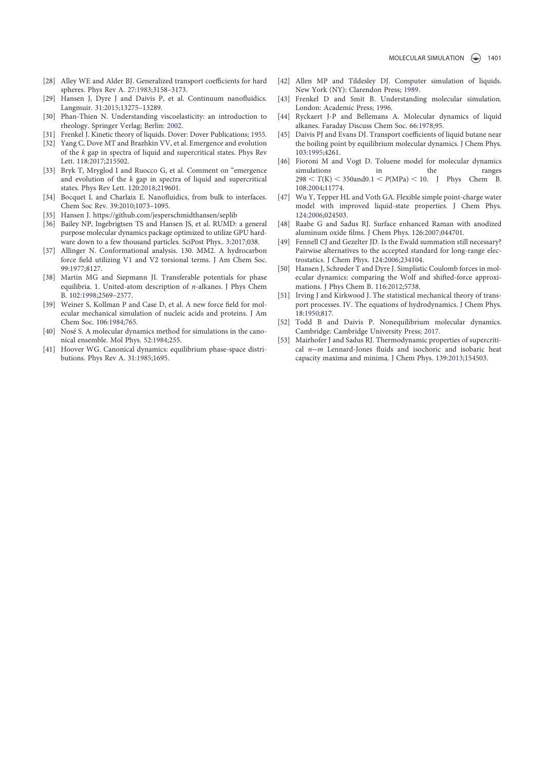[28] Alley WE and Alder BJ. Generalized transport coefficients for hard spheres. Phys Rev A. 27:1983;3158–3173.

[29] Hansen J, Dyre J and Daivis P, et al. Continuum nanofluidics. Langmuir. 31:2015;13275–13289.

[30] Phan-Thien N. Understanding viscoelasticity: an introduction to rheology. Springer Verlag; Berlin: 2002.

[31] Frenkel J. Kinetic theory of liquids. Dover: Dover Publications; 1955.

[32] Yang C, Dove MT and Brazhkin VV, et al. Emergence and evolution of the $k$ gap in spectra of liquid and supercritical states. Phys Rev Lett. 118:2017;215502.

[33] Bryk T, Mryglod I and Ruocco G, et al. Comment on "emergence and evolution of the $k$ gap in spectra of liquid and supercritical states. Phys Rev Lett. 120:2018;219601.

[34] Bocquet L and Charlaix E. Nanofluidics, from bulk to interfaces. Chem Soc Rev. 39:2010;1073–1095.

[35] Hansen J. https://github.com/jesperschmidthansen/seplib

[36] Bailey NP, Ingebrigtsen TS and Hansen JS, et al. RUMD: a general purpose molecular dynamics package optimized to utilize GPU hardware down to a few thousand particles. SciPost Phys.. 3:2017;038.

[37] Allinger N. Conformational analysis. 130. MM2. A hydrocarbon force field utilizing V1 and V2 torsional terms. J Am Chem Soc. 99:1977;8127.

[38] Martin MG and Siepmann JI. Transferable potentials for phase equilibria. 1. United-atom description of $n$-alkanes. J Phys Chem B. 102:1998;2569–2577.

[39] Weiner S, Kollman P and Case D, et al. A new force field for molecular mechanical simulation of nucleic acids and proteins. J Am Chem Soc. 106:1984;765.

[40] Nosé S. A molecular dynamics method for simulations in the canonical ensemble. Mol Phys. 52:1984;255.

[41] Hoover WG. Canonical dynamics: equilibrium phase-space distributions. Phys Rev A. 31:1985;1695.

[42] Allen MP and Tildesley DJ. Computer simulation of liquids. New York (NY): Clarendon Press; 1989.

[43] Frenkel D and Smit B. Understanding molecular simulation. London: Academic Press; 1996.

[44] Ryckaert J-P and Bellemans A. Molecular dynamics of liquid alkanes. Faraday Discuss Chem Soc. 66:1978;95.

[45] Daivis PJ and Evans DJ. Transport coefficients of liquid butane near the boiling point by equilibrium molecular dynamics. J Chem Phys. 103:1995;4261.

[46] Fioroni M and Vogt D. Toluene model for molecular dynamics simulations in the ranges $298 < T(\mathrm{K}) < 350$and$0.1 < P(\mathrm{MPa}) < 10$. J Phys Chem B. 108:2004;11774.

[47] Wu Y, Tepper HL and Voth GA. Flexible simple point-charge water model with improved liquid-state properties. J Chem Phys. 124:2006;024503.

[48] Raabe G and Sadus RJ. Surface enhanced Raman with anodized aluminum oxide films. J Chem Phys. 126:2007;044701.

[49] Fennell CJ and Gezelter JD. Is the Ewald summation still necessary? Pairwise alternatives to the accepted standard for long-range electrostatics. J Chem Phys. 124:2006;234104.

[50] Hansen J, Schrøder T and Dyre J. Simplistic Coulomb forces in molecular dynamics: comparing the Wolf and shifted-force approximations. J Phys Chem B. 116:2012;5738.

[51] Irving J and Kirkwood J. The statistical mechanical theory of transport processes. IV. The equations of hydrodynamics. J Chem Phys. 18:1950;817.

[52] Todd B and Daivis P. Nonequilibrium molecular dynamics. Cambridge: Cambridge University Press; 2017.

[53] Mairhofer J and Sadus RJ. Thermodynamic properties of supercritical $n-m$ Lennard-Jones fluids and isochoric and isobaric heat capacity maxima and minima. J Chem Phys. 139:2013;154503.